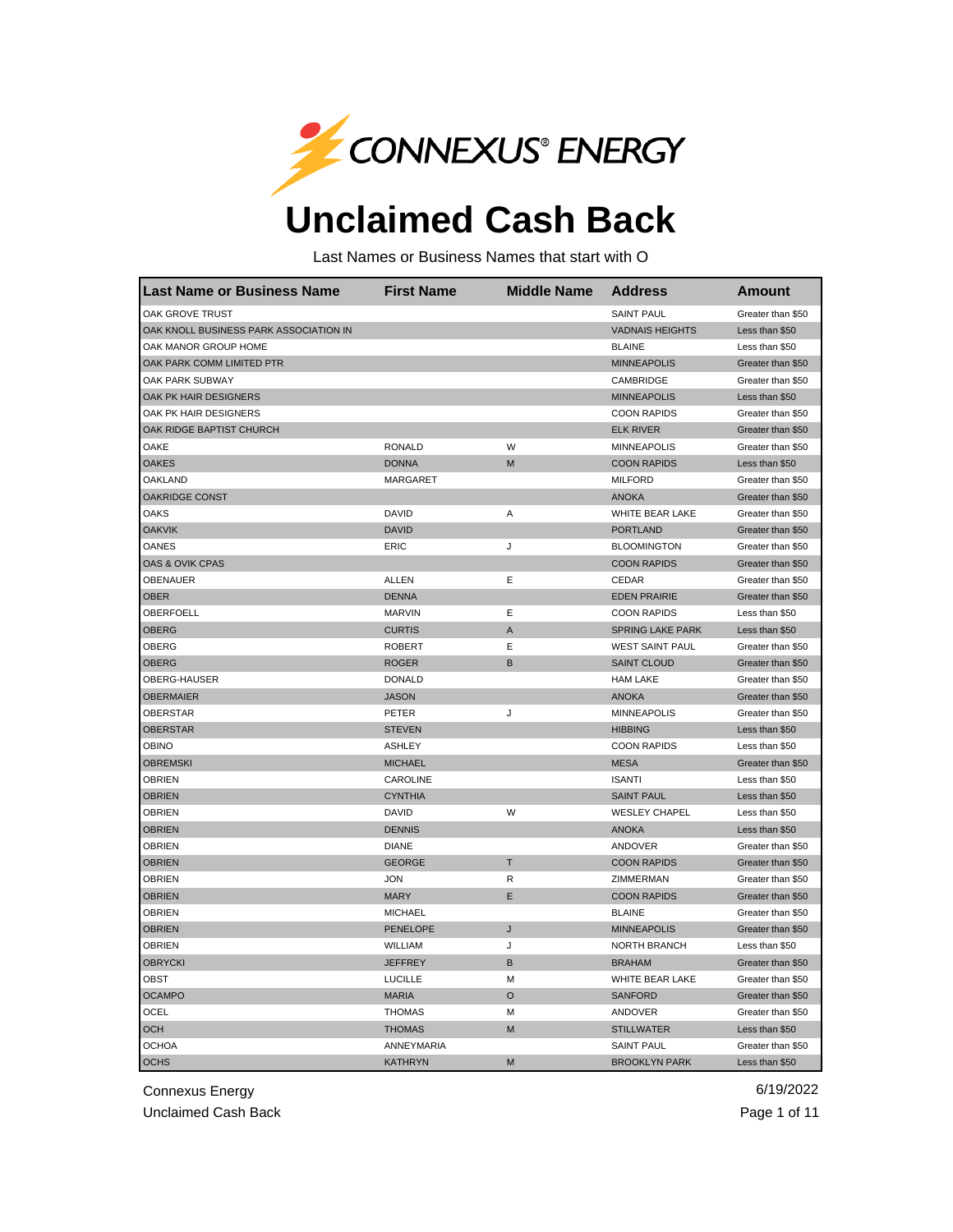CONNEXUS® ENERGY

# Unclaimed Cash Back

Last Names or Business Names that start with O

| Last Name or Business Name | First Name | Middle Name | Address | Amount |
|---|---|---|---|---|
| OAK GROVE TRUST | | | SAINT PAUL | Greater than $50 |
| OAK KNOLL BUSINESS PARK ASSOCIATION IN | | | VADNAIS HEIGHTS | Less than $50 |
| OAK MANOR GROUP HOME | | | BLAINE | Less than $50 |
| OAK PARK COMM LIMITED PTR | | | MINNEAPOLIS | Greater than $50 |
| OAK PARK SUBWAY | | | CAMBRIDGE | Greater than $50 |
| OAK PK HAIR DESIGNERS | | | MINNEAPOLIS | Less than $50 |
| OAK PK HAIR DESIGNERS | | | COON RAPIDS | Greater than $50 |
| OAK RIDGE BAPTIST CHURCH | | | ELK RIVER | Greater than $50 |
| OAKE | RONALD | W | MINNEAPOLIS | Greater than $50 |
| OAKES | DONNA | M | COON RAPIDS | Less than $50 |
| OAKLAND | MARGARET | | MILFORD | Greater than $50 |
| OAKRIDGE CONST | | | ANOKA | Greater than $50 |
| OAKS | DAVID | A | WHITE BEAR LAKE | Greater than $50 |
| OAKVIK | DAVID | | PORTLAND | Greater than $50 |
| OANES | ERIC | J | BLOOMINGTON | Greater than $50 |
| OAS & OVIK CPAS | | | COON RAPIDS | Greater than $50 |
| OBENAUER | ALLEN | E | CEDAR | Greater than $50 |
| OBER | DENNA | | EDEN PRAIRIE | Greater than $50 |
| OBERFOELL | MARVIN | E | COON RAPIDS | Less than $50 |
| OBERG | CURTIS | A | SPRING LAKE PARK | Less than $50 |
| OBERG | ROBERT | E | WEST SAINT PAUL | Greater than $50 |
| OBERG | ROGER | B | SAINT CLOUD | Greater than $50 |
| OBERG-HAUSER | DONALD | | HAM LAKE | Greater than $50 |
| OBERMAIER | JASON | | ANOKA | Greater than $50 |
| OBERSTAR | PETER | J | MINNEAPOLIS | Greater than $50 |
| OBERSTAR | STEVEN | | HIBBING | Less than $50 |
| OBINO | ASHLEY | | COON RAPIDS | Less than $50 |
| OBREMSKI | MICHAEL | | MESA | Greater than $50 |
| OBRIEN | CAROLINE | | ISANTI | Less than $50 |
| OBRIEN | CYNTHIA | | SAINT PAUL | Less than $50 |
| OBRIEN | DAVID | W | WESLEY CHAPEL | Less than $50 |
| OBRIEN | DENNIS | | ANOKA | Less than $50 |
| OBRIEN | DIANE | | ANDOVER | Greater than $50 |
| OBRIEN | GEORGE | T | COON RAPIDS | Greater than $50 |
| OBRIEN | JON | R | ZIMMERMAN | Greater than $50 |
| OBRIEN | MARY | E | COON RAPIDS | Greater than $50 |
| OBRIEN | MICHAEL | | BLAINE | Greater than $50 |
| OBRIEN | PENELOPE | J | MINNEAPOLIS | Greater than $50 |
| OBRIEN | WILLIAM | J | NORTH BRANCH | Less than $50 |
| OBRYCKI | JEFFREY | B | BRAHAM | Greater than $50 |
| OBST | LUCILLE | M | WHITE BEAR LAKE | Greater than $50 |
| OCAMPO | MARIA | O | SANFORD | Greater than $50 |
| OCEL | THOMAS | M | ANDOVER | Greater than $50 |
| OCH | THOMAS | M | STILLWATER | Less than $50 |
| OCHOA | ANNEYMARIA | | SAINT PAUL | Greater than $50 |
| OCHS | KATHRYN | M | BROOKLYN PARK | Less than $50 |

Connexus Energy
Unclaimed Cash Back

6/19/2022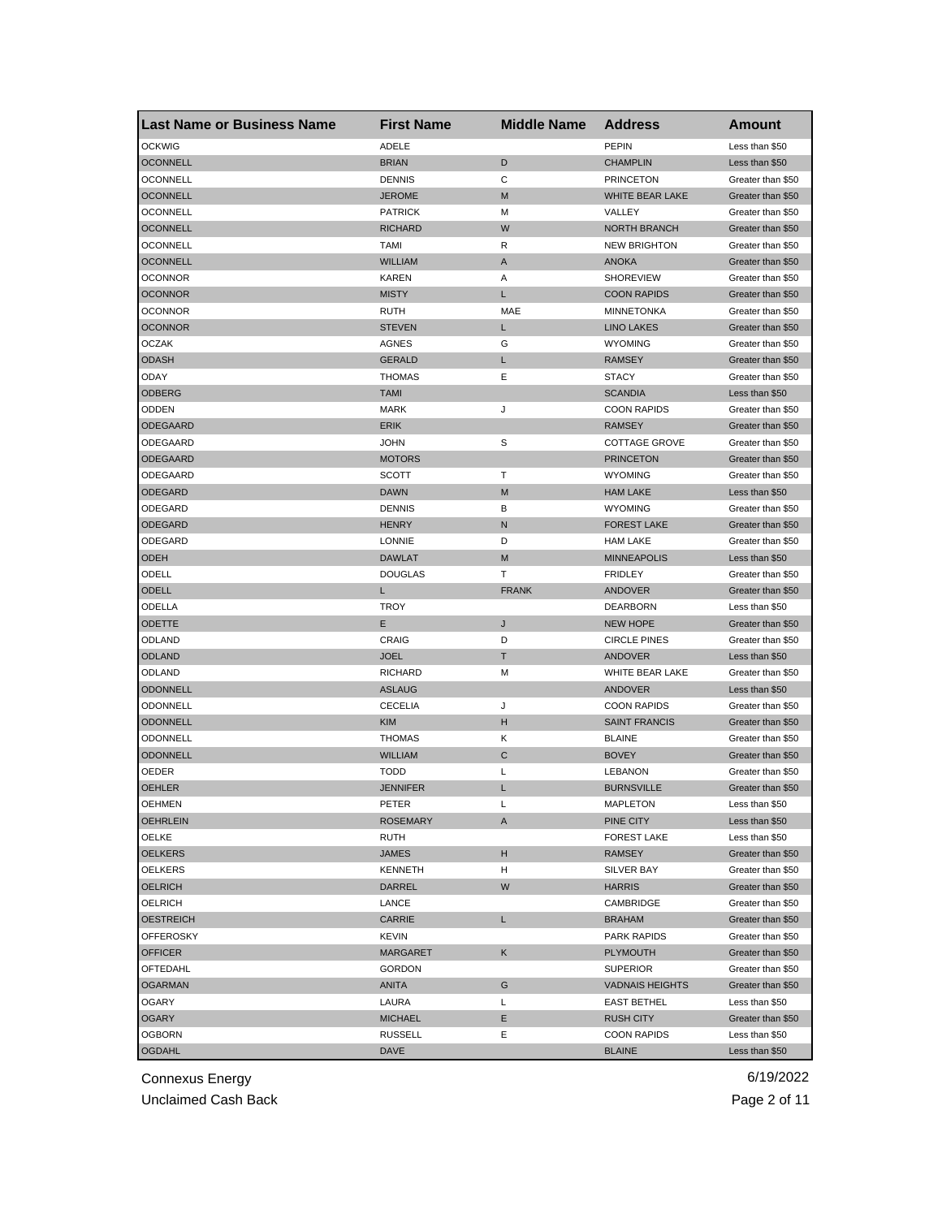| Last Name or Business Name | First Name | Middle Name | Address | Amount |
| --- | --- | --- | --- | --- |
| OCKWIG | ADELE | | PEPIN | Less than $50 |
| OCONNELL | BRIAN | D | CHAMPLIN | Less than $50 |
| OCONNELL | DENNIS | C | PRINCETON | Greater than $50 |
| OCONNELL | JEROME | M | WHITE BEAR LAKE | Greater than $50 |
| OCONNELL | PATRICK | M | VALLEY | Greater than $50 |
| OCONNELL | RICHARD | W | NORTH BRANCH | Greater than $50 |
| OCONNELL | TAMI | R | NEW BRIGHTON | Greater than $50 |
| OCONNELL | WILLIAM | A | ANOKA | Greater than $50 |
| OCONNOR | KAREN | A | SHOREVIEW | Greater than $50 |
| OCONNOR | MISTY | L | COON RAPIDS | Greater than $50 |
| OCONNOR | RUTH | MAE | MINNETONKA | Greater than $50 |
| OCONNOR | STEVEN | L | LINO LAKES | Greater than $50 |
| OCZAK | AGNES | G | WYOMING | Greater than $50 |
| ODASH | GERALD | L | RAMSEY | Greater than $50 |
| ODAY | THOMAS | E | STACY | Greater than $50 |
| ODBERG | TAMI | | SCANDIA | Less than $50 |
| ODDEN | MARK | J | COON RAPIDS | Greater than $50 |
| ODEGAARD | ERIK | | RAMSEY | Greater than $50 |
| ODEGAARD | JOHN | S | COTTAGE GROVE | Greater than $50 |
| ODEGAARD | MOTORS | | PRINCETON | Greater than $50 |
| ODEGAARD | SCOTT | T | WYOMING | Greater than $50 |
| ODEGARD | DAWN | M | HAM LAKE | Less than $50 |
| ODEGARD | DENNIS | B | WYOMING | Greater than $50 |
| ODEGARD | HENRY | N | FOREST LAKE | Greater than $50 |
| ODEGARD | LONNIE | D | HAM LAKE | Greater than $50 |
| ODEH | DAWLAT | M | MINNEAPOLIS | Less than $50 |
| ODELL | DOUGLAS | T | FRIDLEY | Greater than $50 |
| ODELL | L | FRANK | ANDOVER | Greater than $50 |
| ODELLA | TROY | | DEARBORN | Less than $50 |
| ODETTE | E | J | NEW HOPE | Greater than $50 |
| ODLAND | CRAIG | D | CIRCLE PINES | Greater than $50 |
| ODLAND | JOEL | T | ANDOVER | Less than $50 |
| ODLAND | RICHARD | M | WHITE BEAR LAKE | Greater than $50 |
| ODONNELL | ASLAUG | | ANDOVER | Less than $50 |
| ODONNELL | CECELIA | J | COON RAPIDS | Greater than $50 |
| ODONNELL | KIM | H | SAINT FRANCIS | Greater than $50 |
| ODONNELL | THOMAS | K | BLAINE | Greater than $50 |
| ODONNELL | WILLIAM | C | BOVEY | Greater than $50 |
| OEDER | TODD | L | LEBANON | Greater than $50 |
| OEHLER | JENNIFER | L | BURNSVILLE | Greater than $50 |
| OEHMEN | PETER | L | MAPLETON | Less than $50 |
| OEHRLEIN | ROSEMARY | A | PINE CITY | Less than $50 |
| OELKE | RUTH | | FOREST LAKE | Less than $50 |
| OELKERS | JAMES | H | RAMSEY | Greater than $50 |
| OELKERS | KENNETH | H | SILVER BAY | Greater than $50 |
| OELRICH | DARREL | W | HARRIS | Greater than $50 |
| OELRICH | LANCE | | CAMBRIDGE | Greater than $50 |
| OESTREICH | CARRIE | L | BRAHAM | Greater than $50 |
| OFFEROSKY | KEVIN | | PARK RAPIDS | Greater than $50 |
| OFFICER | MARGARET | K | PLYMOUTH | Greater than $50 |
| OFTEDAHL | GORDON | | SUPERIOR | Greater than $50 |
| OGARMAN | ANITA | G | VADNAIS HEIGHTS | Greater than $50 |
| OGARY | LAURA | L | EAST BETHEL | Less than $50 |
| OGARY | MICHAEL | E | RUSH CITY | Greater than $50 |
| OGBORN | RUSSELL | E | COON RAPIDS | Less than $50 |
| OGDAHL | DAVE | | BLAINE | Less than $50 |

Connexus Energy
Unclaimed Cash Back

6/19/2022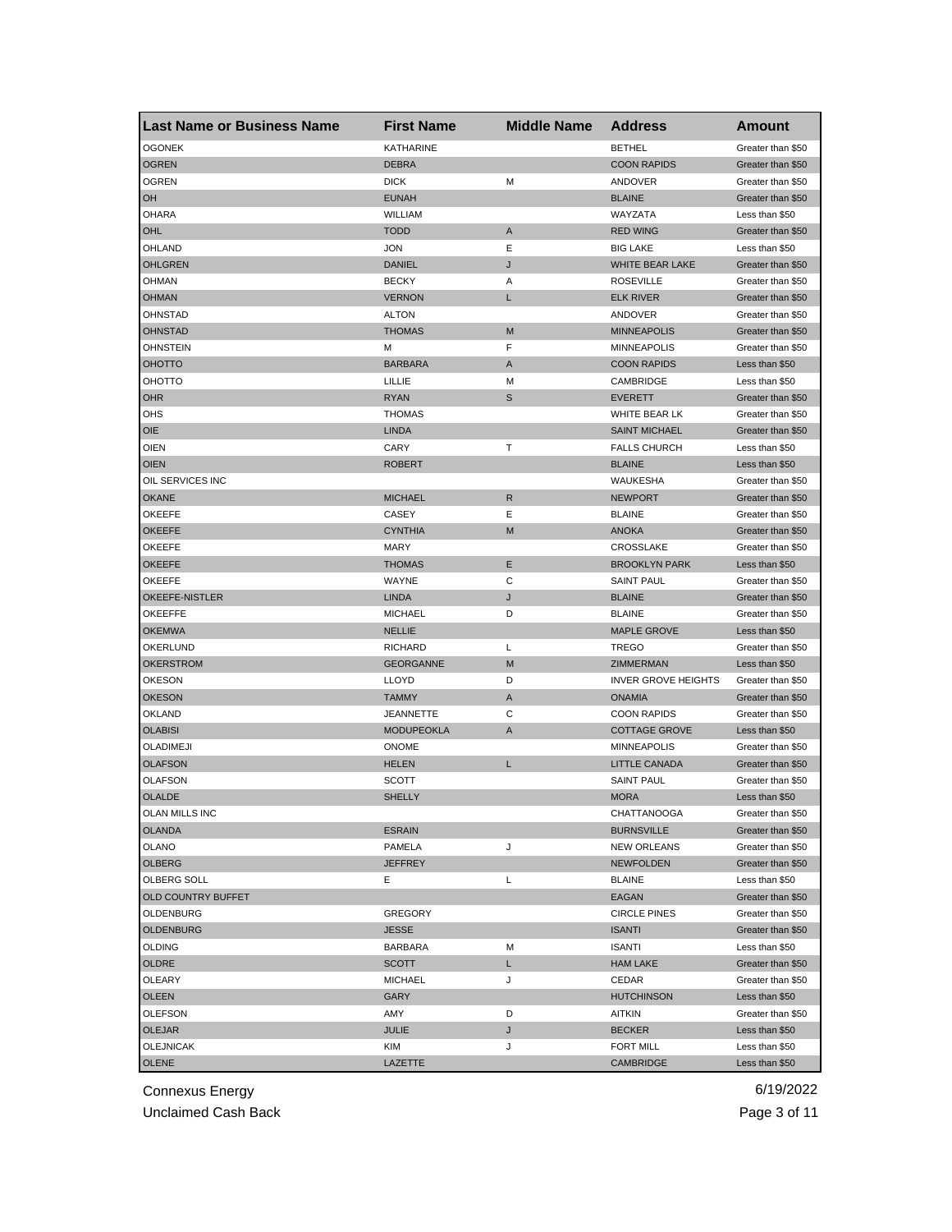| Last Name or Business Name | First Name | Middle Name | Address | Amount |
|---|---|---|---|---|
| OGONEK | KATHARINE | | BETHEL | Greater than $50 |
| OGREN | DEBRA | | COON RAPIDS | Greater than $50 |
| OGREN | DICK | M | ANDOVER | Greater than $50 |
| OH | EUNAH | | BLAINE | Greater than $50 |
| OHARA | WILLIAM | | WAYZATA | Less than $50 |
| OHL | TODD | A | RED WING | Greater than $50 |
| OHLAND | JON | E | BIG LAKE | Less than $50 |
| OHLGREN | DANIEL | J | WHITE BEAR LAKE | Greater than $50 |
| OHMAN | BECKY | A | ROSEVILLE | Greater than $50 |
| OHMAN | VERNON | L | ELK RIVER | Greater than $50 |
| OHNSTAD | ALTON | | ANDOVER | Greater than $50 |
| OHNSTAD | THOMAS | M | MINNEAPOLIS | Greater than $50 |
| OHNSTEIN | M | F | MINNEAPOLIS | Greater than $50 |
| OHOTTO | BARBARA | A | COON RAPIDS | Less than $50 |
| OHOTTO | LILLIE | M | CAMBRIDGE | Less than $50 |
| OHR | RYAN | S | EVERETT | Greater than $50 |
| OHS | THOMAS | | WHITE BEAR LK | Greater than $50 |
| OIE | LINDA | | SAINT MICHAEL | Greater than $50 |
| OIEN | CARY | T | FALLS CHURCH | Less than $50 |
| OIEN | ROBERT | | BLAINE | Less than $50 |
| OIL SERVICES INC | | | WAUKESHA | Greater than $50 |
| OKANE | MICHAEL | R | NEWPORT | Greater than $50 |
| OKEEFE | CASEY | E | BLAINE | Greater than $50 |
| OKEEFE | CYNTHIA | M | ANOKA | Greater than $50 |
| OKEEFE | MARY | | CROSSLAKE | Greater than $50 |
| OKEEFE | THOMAS | E | BROOKLYN PARK | Less than $50 |
| OKEEFE | WAYNE | C | SAINT PAUL | Greater than $50 |
| OKEEFE-NISTLER | LINDA | J | BLAINE | Greater than $50 |
| OKEEFFE | MICHAEL | D | BLAINE | Greater than $50 |
| OKEMWA | NELLIE | | MAPLE GROVE | Less than $50 |
| OKERLUND | RICHARD | L | TREGO | Greater than $50 |
| OKERSTROM | GEORGANNE | M | ZIMMERMAN | Less than $50 |
| OKESON | LLOYD | D | INVER GROVE HEIGHTS | Greater than $50 |
| OKESON | TAMMY | A | ONAMIA | Greater than $50 |
| OKLAND | JEANNETTE | C | COON RAPIDS | Greater than $50 |
| OLABISI | MODUPEOKLA | A | COTTAGE GROVE | Less than $50 |
| OLADIMEJI | ONOME | | MINNEAPOLIS | Greater than $50 |
| OLAFSON | HELEN | L | LITTLE CANADA | Greater than $50 |
| OLAFSON | SCOTT | | SAINT PAUL | Greater than $50 |
| OLALDE | SHELLY | | MORA | Less than $50 |
| OLAN MILLS INC | | | CHATTANOOGA | Greater than $50 |
| OLANDA | ESRAIN | | BURNSVILLE | Greater than $50 |
| OLANO | PAMELA | J | NEW ORLEANS | Greater than $50 |
| OLBERG | JEFFREY | | NEWFOLDEN | Greater than $50 |
| OLBERG SOLL | E | L | BLAINE | Less than $50 |
| OLD COUNTRY BUFFET | | | EAGAN | Greater than $50 |
| OLDENBURG | GREGORY | | CIRCLE PINES | Greater than $50 |
| OLDENBURG | JESSE | | ISANTI | Greater than $50 |
| OLDING | BARBARA | M | ISANTI | Less than $50 |
| OLDRE | SCOTT | L | HAM LAKE | Greater than $50 |
| OLEARY | MICHAEL | J | CEDAR | Greater than $50 |
| OLEEN | GARY | | HUTCHINSON | Less than $50 |
| OLEFSON | AMY | D | AITKIN | Greater than $50 |
| OLEJAR | JULIE | J | BECKER | Less than $50 |
| OLEJNICAK | KIM | J | FORT MILL | Less than $50 |
| OLENE | LAZETTE | | CAMBRIDGE | Less than $50 |

Connexus Energy
Unclaimed Cash Back

6/19/2022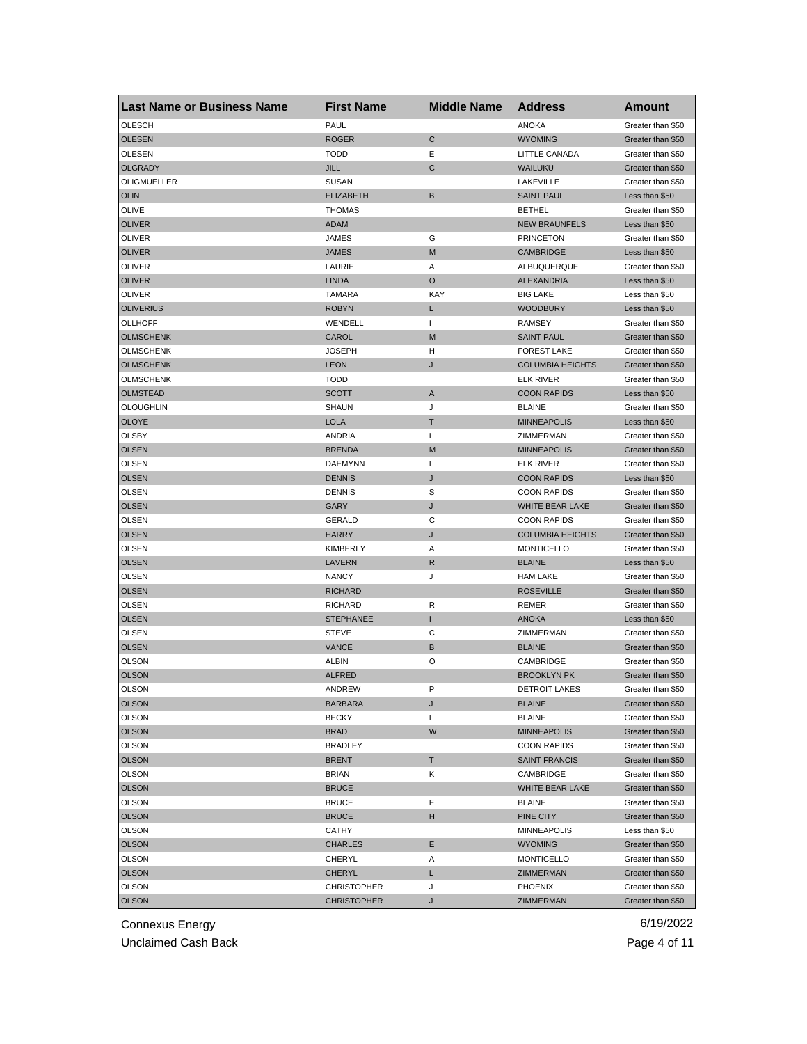| Last Name or Business Name | First Name | Middle Name | Address | Amount |
|---|---|---|---|---|
| OLESCH | PAUL | | ANOKA | Greater than $50 |
| OLESEN | ROGER | C | WYOMING | Greater than $50 |
| OLESEN | TODD | E | LITTLE CANADA | Greater than $50 |
| OLGRADY | JILL | C | WAILUKU | Greater than $50 |
| OLIGMUELLER | SUSAN | | LAKEVILLE | Greater than $50 |
| OLIN | ELIZABETH | B | SAINT PAUL | Less than $50 |
| OLIVE | THOMAS | | BETHEL | Greater than $50 |
| OLIVER | ADAM | | NEW BRAUNFELS | Less than $50 |
| OLIVER | JAMES | G | PRINCETON | Greater than $50 |
| OLIVER | JAMES | M | CAMBRIDGE | Less than $50 |
| OLIVER | LAURIE | A | ALBUQUERQUE | Greater than $50 |
| OLIVER | LINDA | O | ALEXANDRIA | Less than $50 |
| OLIVER | TAMARA | KAY | BIG LAKE | Less than $50 |
| OLIVERIUS | ROBYN | L | WOODBURY | Less than $50 |
| OLLHOFF | WENDELL | I | RAMSEY | Greater than $50 |
| OLMSCHENK | CAROL | M | SAINT PAUL | Greater than $50 |
| OLMSCHENK | JOSEPH | H | FOREST LAKE | Greater than $50 |
| OLMSCHENK | LEON | J | COLUMBIA HEIGHTS | Greater than $50 |
| OLMSCHENK | TODD | | ELK RIVER | Greater than $50 |
| OLMSTEAD | SCOTT | A | COON RAPIDS | Less than $50 |
| OLOUGHLIN | SHAUN | J | BLAINE | Greater than $50 |
| OLOYE | LOLA | T | MINNEAPOLIS | Less than $50 |
| OLSBY | ANDRIA | L | ZIMMERMAN | Greater than $50 |
| OLSEN | BRENDA | M | MINNEAPOLIS | Greater than $50 |
| OLSEN | DAEMYNN | L | ELK RIVER | Greater than $50 |
| OLSEN | DENNIS | J | COON RAPIDS | Less than $50 |
| OLSEN | DENNIS | S | COON RAPIDS | Greater than $50 |
| OLSEN | GARY | J | WHITE BEAR LAKE | Greater than $50 |
| OLSEN | GERALD | C | COON RAPIDS | Greater than $50 |
| OLSEN | HARRY | J | COLUMBIA HEIGHTS | Greater than $50 |
| OLSEN | KIMBERLY | A | MONTICELLO | Greater than $50 |
| OLSEN | LAVERN | R | BLAINE | Less than $50 |
| OLSEN | NANCY | J | HAM LAKE | Greater than $50 |
| OLSEN | RICHARD | | ROSEVILLE | Greater than $50 |
| OLSEN | RICHARD | R | REMER | Greater than $50 |
| OLSEN | STEPHANEE | I | ANOKA | Less than $50 |
| OLSEN | STEVE | C | ZIMMERMAN | Greater than $50 |
| OLSEN | VANCE | B | BLAINE | Greater than $50 |
| OLSON | ALBIN | O | CAMBRIDGE | Greater than $50 |
| OLSON | ALFRED | | BROOKLYN PK | Greater than $50 |
| OLSON | ANDREW | P | DETROIT LAKES | Greater than $50 |
| OLSON | BARBARA | J | BLAINE | Greater than $50 |
| OLSON | BECKY | L | BLAINE | Greater than $50 |
| OLSON | BRAD | W | MINNEAPOLIS | Greater than $50 |
| OLSON | BRADLEY | | COON RAPIDS | Greater than $50 |
| OLSON | BRENT | T | SAINT FRANCIS | Greater than $50 |
| OLSON | BRIAN | K | CAMBRIDGE | Greater than $50 |
| OLSON | BRUCE | | WHITE BEAR LAKE | Greater than $50 |
| OLSON | BRUCE | E | BLAINE | Greater than $50 |
| OLSON | BRUCE | H | PINE CITY | Greater than $50 |
| OLSON | CATHY | | MINNEAPOLIS | Less than $50 |
| OLSON | CHARLES | E | WYOMING | Greater than $50 |
| OLSON | CHERYL | A | MONTICELLO | Greater than $50 |
| OLSON | CHERYL | L | ZIMMERMAN | Greater than $50 |
| OLSON | CHRISTOPHER | J | PHOENIX | Greater than $50 |
| OLSON | CHRISTOPHER | J | ZIMMERMAN | Greater than $50 |

Connexus Energy
Unclaimed Cash Back
6/19/2022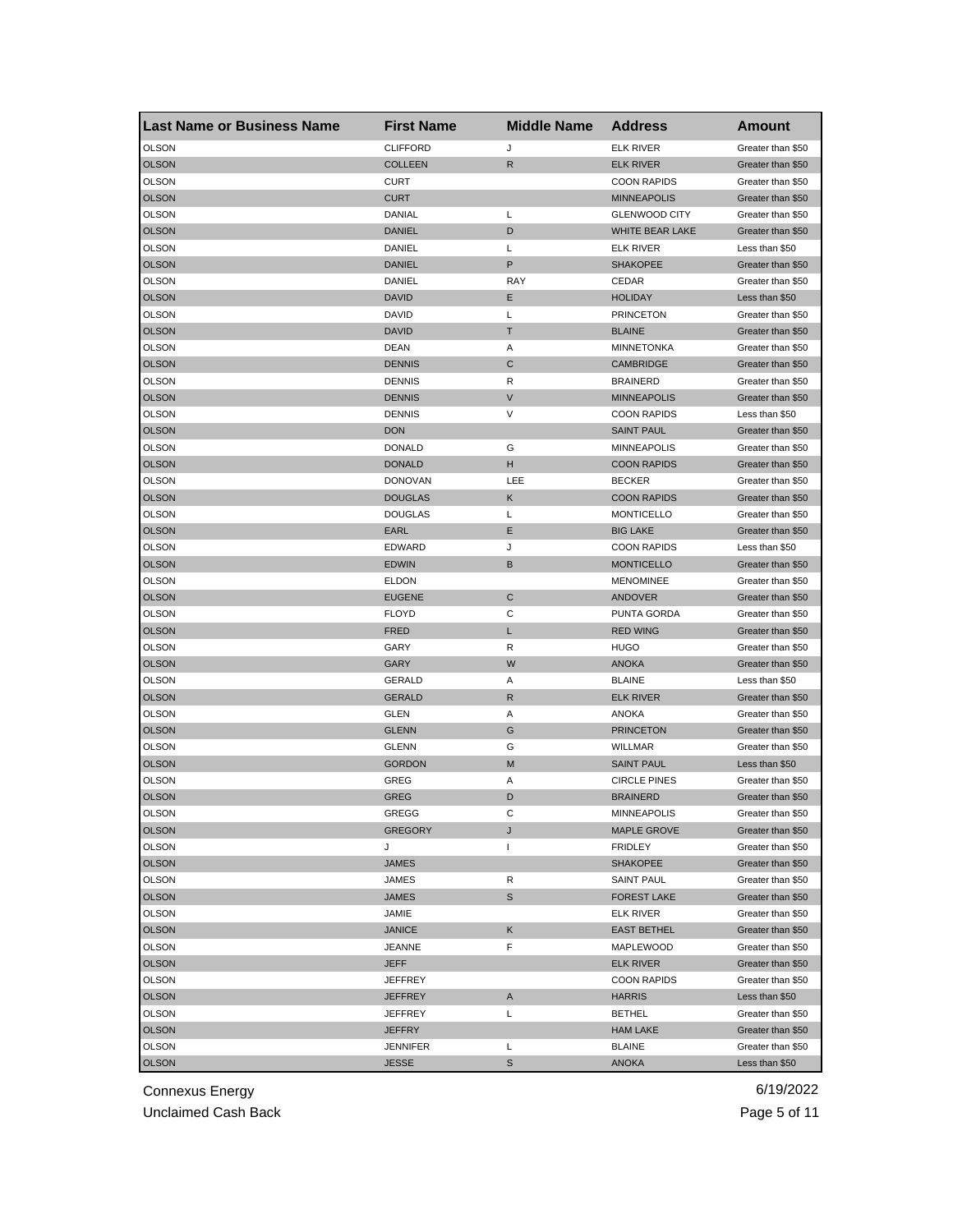| Last Name or Business Name | First Name | Middle Name | Address | Amount |
|---|---|---|---|---|
| OLSON | CLIFFORD | J | ELK RIVER | Greater than $50 |
| OLSON | COLLEEN | R | ELK RIVER | Greater than $50 |
| OLSON | CURT | | COON RAPIDS | Greater than $50 |
| OLSON | CURT | | MINNEAPOLIS | Greater than $50 |
| OLSON | DANIAL | L | GLENWOOD CITY | Greater than $50 |
| OLSON | DANIEL | D | WHITE BEAR LAKE | Greater than $50 |
| OLSON | DANIEL | L | ELK RIVER | Less than $50 |
| OLSON | DANIEL | P | SHAKOPEE | Greater than $50 |
| OLSON | DANIEL | RAY | CEDAR | Greater than $50 |
| OLSON | DAVID | E | HOLIDAY | Less than $50 |
| OLSON | DAVID | L | PRINCETON | Greater than $50 |
| OLSON | DAVID | T | BLAINE | Greater than $50 |
| OLSON | DEAN | A | MINNETONKA | Greater than $50 |
| OLSON | DENNIS | C | CAMBRIDGE | Greater than $50 |
| OLSON | DENNIS | R | BRAINERD | Greater than $50 |
| OLSON | DENNIS | V | MINNEAPOLIS | Greater than $50 |
| OLSON | DENNIS | V | COON RAPIDS | Less than $50 |
| OLSON | DON | | SAINT PAUL | Greater than $50 |
| OLSON | DONALD | G | MINNEAPOLIS | Greater than $50 |
| OLSON | DONALD | H | COON RAPIDS | Greater than $50 |
| OLSON | DONOVAN | LEE | BECKER | Greater than $50 |
| OLSON | DOUGLAS | K | COON RAPIDS | Greater than $50 |
| OLSON | DOUGLAS | L | MONTICELLO | Greater than $50 |
| OLSON | EARL | E | BIG LAKE | Greater than $50 |
| OLSON | EDWARD | J | COON RAPIDS | Less than $50 |
| OLSON | EDWIN | B | MONTICELLO | Greater than $50 |
| OLSON | ELDON | | MENOMINEE | Greater than $50 |
| OLSON | EUGENE | C | ANDOVER | Greater than $50 |
| OLSON | FLOYD | C | PUNTA GORDA | Greater than $50 |
| OLSON | FRED | L | RED WING | Greater than $50 |
| OLSON | GARY | R | HUGO | Greater than $50 |
| OLSON | GARY | W | ANOKA | Greater than $50 |
| OLSON | GERALD | A | BLAINE | Less than $50 |
| OLSON | GERALD | R | ELK RIVER | Greater than $50 |
| OLSON | GLEN | A | ANOKA | Greater than $50 |
| OLSON | GLENN | G | PRINCETON | Greater than $50 |
| OLSON | GLENN | G | WILLMAR | Greater than $50 |
| OLSON | GORDON | M | SAINT PAUL | Less than $50 |
| OLSON | GREG | A | CIRCLE PINES | Greater than $50 |
| OLSON | GREG | D | BRAINERD | Greater than $50 |
| OLSON | GREGG | C | MINNEAPOLIS | Greater than $50 |
| OLSON | GREGORY | J | MAPLE GROVE | Greater than $50 |
| OLSON | J | I | FRIDLEY | Greater than $50 |
| OLSON | JAMES | | SHAKOPEE | Greater than $50 |
| OLSON | JAMES | R | SAINT PAUL | Greater than $50 |
| OLSON | JAMES | S | FOREST LAKE | Greater than $50 |
| OLSON | JAMIE | | ELK RIVER | Greater than $50 |
| OLSON | JANICE | K | EAST BETHEL | Greater than $50 |
| OLSON | JEANNE | F | MAPLEWOOD | Greater than $50 |
| OLSON | JEFF | | ELK RIVER | Greater than $50 |
| OLSON | JEFFREY | | COON RAPIDS | Greater than $50 |
| OLSON | JEFFREY | A | HARRIS | Less than $50 |
| OLSON | JEFFREY | L | BETHEL | Greater than $50 |
| OLSON | JEFFRY | | HAM LAKE | Greater than $50 |
| OLSON | JENNIFER | L | BLAINE | Greater than $50 |
| OLSON | JESSE | S | ANOKA | Less than $50 |

Connexus Energy
Unclaimed Cash Back
6/19/2022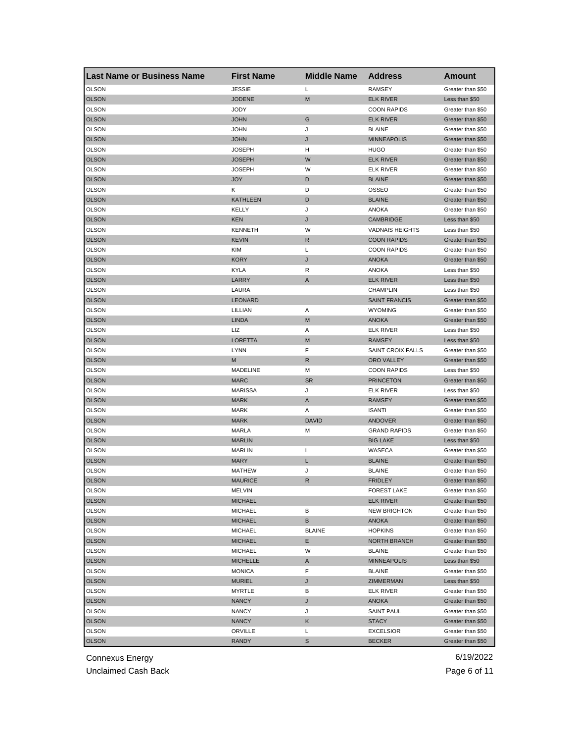| Last Name or Business Name | First Name | Middle Name | Address | Amount |
|---|---|---|---|---|
| OLSON | JESSIE | L | RAMSEY | Greater than $50 |
| OLSON | JODENE | M | ELK RIVER | Less than $50 |
| OLSON | JODY | | COON RAPIDS | Greater than $50 |
| OLSON | JOHN | G | ELK RIVER | Greater than $50 |
| OLSON | JOHN | J | BLAINE | Greater than $50 |
| OLSON | JOHN | J | MINNEAPOLIS | Greater than $50 |
| OLSON | JOSEPH | H | HUGO | Greater than $50 |
| OLSON | JOSEPH | W | ELK RIVER | Greater than $50 |
| OLSON | JOSEPH | W | ELK RIVER | Greater than $50 |
| OLSON | JOY | D | BLAINE | Greater than $50 |
| OLSON | K | D | OSSEO | Greater than $50 |
| OLSON | KATHLEEN | D | BLAINE | Greater than $50 |
| OLSON | KELLY | J | ANOKA | Greater than $50 |
| OLSON | KEN | J | CAMBRIDGE | Less than $50 |
| OLSON | KENNETH | W | VADNAIS HEIGHTS | Less than $50 |
| OLSON | KEVIN | R | COON RAPIDS | Greater than $50 |
| OLSON | KIM | L | COON RAPIDS | Greater than $50 |
| OLSON | KORY | J | ANOKA | Greater than $50 |
| OLSON | KYLA | R | ANOKA | Less than $50 |
| OLSON | LARRY | A | ELK RIVER | Less than $50 |
| OLSON | LAURA | | CHAMPLIN | Less than $50 |
| OLSON | LEONARD | | SAINT FRANCIS | Greater than $50 |
| OLSON | LILLIAN | A | WYOMING | Greater than $50 |
| OLSON | LINDA | M | ANOKA | Greater than $50 |
| OLSON | LIZ | A | ELK RIVER | Less than $50 |
| OLSON | LORETTA | M | RAMSEY | Less than $50 |
| OLSON | LYNN | F | SAINT CROIX FALLS | Greater than $50 |
| OLSON | M | R | ORO VALLEY | Greater than $50 |
| OLSON | MADELINE | M | COON RAPIDS | Less than $50 |
| OLSON | MARC | SR | PRINCETON | Greater than $50 |
| OLSON | MARISSA | J | ELK RIVER | Less than $50 |
| OLSON | MARK | A | RAMSEY | Greater than $50 |
| OLSON | MARK | A | ISANTI | Greater than $50 |
| OLSON | MARK | DAVID | ANDOVER | Greater than $50 |
| OLSON | MARLA | M | GRAND RAPIDS | Greater than $50 |
| OLSON | MARLIN | | BIG LAKE | Less than $50 |
| OLSON | MARLIN | L | WASECA | Greater than $50 |
| OLSON | MARY | L | BLAINE | Greater than $50 |
| OLSON | MATHEW | J | BLAINE | Greater than $50 |
| OLSON | MAURICE | R | FRIDLEY | Greater than $50 |
| OLSON | MELVIN | | FOREST LAKE | Greater than $50 |
| OLSON | MICHAEL | | ELK RIVER | Greater than $50 |
| OLSON | MICHAEL | B | NEW BRIGHTON | Greater than $50 |
| OLSON | MICHAEL | B | ANOKA | Greater than $50 |
| OLSON | MICHAEL | BLAINE | HOPKINS | Greater than $50 |
| OLSON | MICHAEL | E | NORTH BRANCH | Greater than $50 |
| OLSON | MICHAEL | W | BLAINE | Greater than $50 |
| OLSON | MICHELLE | A | MINNEAPOLIS | Less than $50 |
| OLSON | MONICA | F | BLAINE | Greater than $50 |
| OLSON | MURIEL | J | ZIMMERMAN | Less than $50 |
| OLSON | MYRTLE | B | ELK RIVER | Greater than $50 |
| OLSON | NANCY | J | ANOKA | Greater than $50 |
| OLSON | NANCY | J | SAINT PAUL | Greater than $50 |
| OLSON | NANCY | K | STACY | Greater than $50 |
| OLSON | ORVILLE | L | EXCELSIOR | Greater than $50 |
| OLSON | RANDY | S | BECKER | Greater than $50 |

Connexus Energy
Unclaimed Cash Back

6/19/2022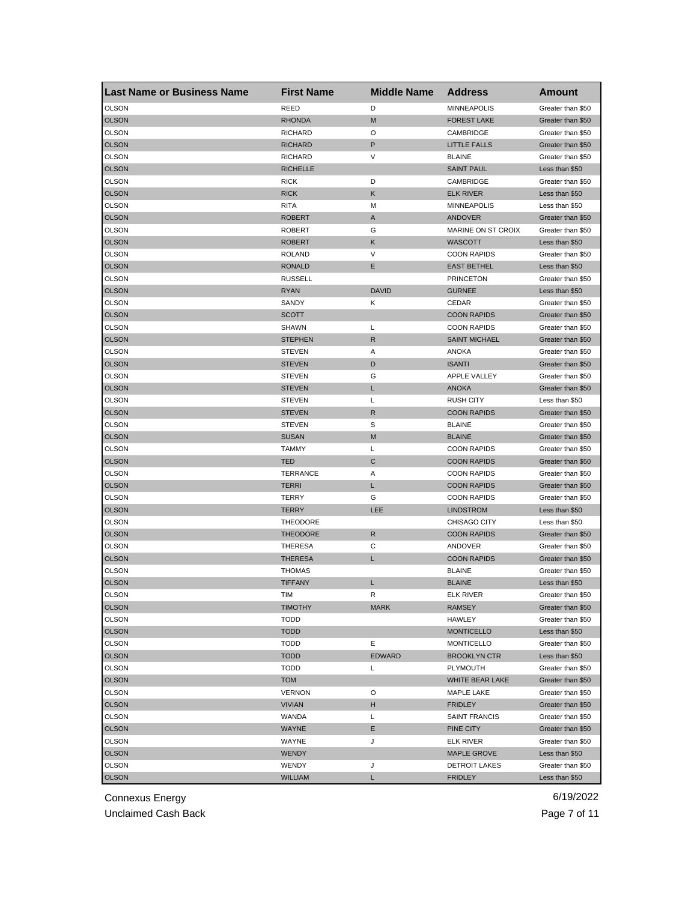| Last Name or Business Name | First Name | Middle Name | Address | Amount |
|---|---|---|---|---|
| OLSON | REED | D | MINNEAPOLIS | Greater than $50 |
| OLSON | RHONDA | M | FOREST LAKE | Greater than $50 |
| OLSON | RICHARD | O | CAMBRIDGE | Greater than $50 |
| OLSON | RICHARD | P | LITTLE FALLS | Greater than $50 |
| OLSON | RICHARD | V | BLAINE | Greater than $50 |
| OLSON | RICHELLE | | SAINT PAUL | Less than $50 |
| OLSON | RICK | D | CAMBRIDGE | Greater than $50 |
| OLSON | RICK | K | ELK RIVER | Less than $50 |
| OLSON | RITA | M | MINNEAPOLIS | Less than $50 |
| OLSON | ROBERT | A | ANDOVER | Greater than $50 |
| OLSON | ROBERT | G | MARINE ON ST CROIX | Greater than $50 |
| OLSON | ROBERT | K | WASCOTT | Less than $50 |
| OLSON | ROLAND | V | COON RAPIDS | Greater than $50 |
| OLSON | RONALD | E | EAST BETHEL | Less than $50 |
| OLSON | RUSSELL | | PRINCETON | Greater than $50 |
| OLSON | RYAN | DAVID | GURNEE | Less than $50 |
| OLSON | SANDY | K | CEDAR | Greater than $50 |
| OLSON | SCOTT | | COON RAPIDS | Greater than $50 |
| OLSON | SHAWN | L | COON RAPIDS | Greater than $50 |
| OLSON | STEPHEN | R | SAINT MICHAEL | Greater than $50 |
| OLSON | STEVEN | A | ANOKA | Greater than $50 |
| OLSON | STEVEN | D | ISANTI | Greater than $50 |
| OLSON | STEVEN | G | APPLE VALLEY | Greater than $50 |
| OLSON | STEVEN | L | ANOKA | Greater than $50 |
| OLSON | STEVEN | L | RUSH CITY | Less than $50 |
| OLSON | STEVEN | R | COON RAPIDS | Greater than $50 |
| OLSON | STEVEN | S | BLAINE | Greater than $50 |
| OLSON | SUSAN | M | BLAINE | Greater than $50 |
| OLSON | TAMMY | L | COON RAPIDS | Greater than $50 |
| OLSON | TED | C | COON RAPIDS | Greater than $50 |
| OLSON | TERRANCE | A | COON RAPIDS | Greater than $50 |
| OLSON | TERRI | L | COON RAPIDS | Greater than $50 |
| OLSON | TERRY | G | COON RAPIDS | Greater than $50 |
| OLSON | TERRY | LEE | LINDSTROM | Less than $50 |
| OLSON | THEODORE | | CHISAGO CITY | Less than $50 |
| OLSON | THEODORE | R | COON RAPIDS | Greater than $50 |
| OLSON | THERESA | C | ANDOVER | Greater than $50 |
| OLSON | THERESA | L | COON RAPIDS | Greater than $50 |
| OLSON | THOMAS | | BLAINE | Greater than $50 |
| OLSON | TIFFANY | L | BLAINE | Less than $50 |
| OLSON | TIM | R | ELK RIVER | Greater than $50 |
| OLSON | TIMOTHY | MARK | RAMSEY | Greater than $50 |
| OLSON | TODD | | HAWLEY | Greater than $50 |
| OLSON | TODD | | MONTICELLO | Less than $50 |
| OLSON | TODD | E | MONTICELLO | Greater than $50 |
| OLSON | TODD | EDWARD | BROOKLYN CTR | Less than $50 |
| OLSON | TODD | L | PLYMOUTH | Greater than $50 |
| OLSON | TOM | | WHITE BEAR LAKE | Greater than $50 |
| OLSON | VERNON | O | MAPLE LAKE | Greater than $50 |
| OLSON | VIVIAN | H | FRIDLEY | Greater than $50 |
| OLSON | WANDA | L | SAINT FRANCIS | Greater than $50 |
| OLSON | WAYNE | E | PINE CITY | Greater than $50 |
| OLSON | WAYNE | J | ELK RIVER | Greater than $50 |
| OLSON | WENDY | | MAPLE GROVE | Less than $50 |
| OLSON | WENDY | J | DETROIT LAKES | Greater than $50 |
| OLSON | WILLIAM | L | FRIDLEY | Less than $50 |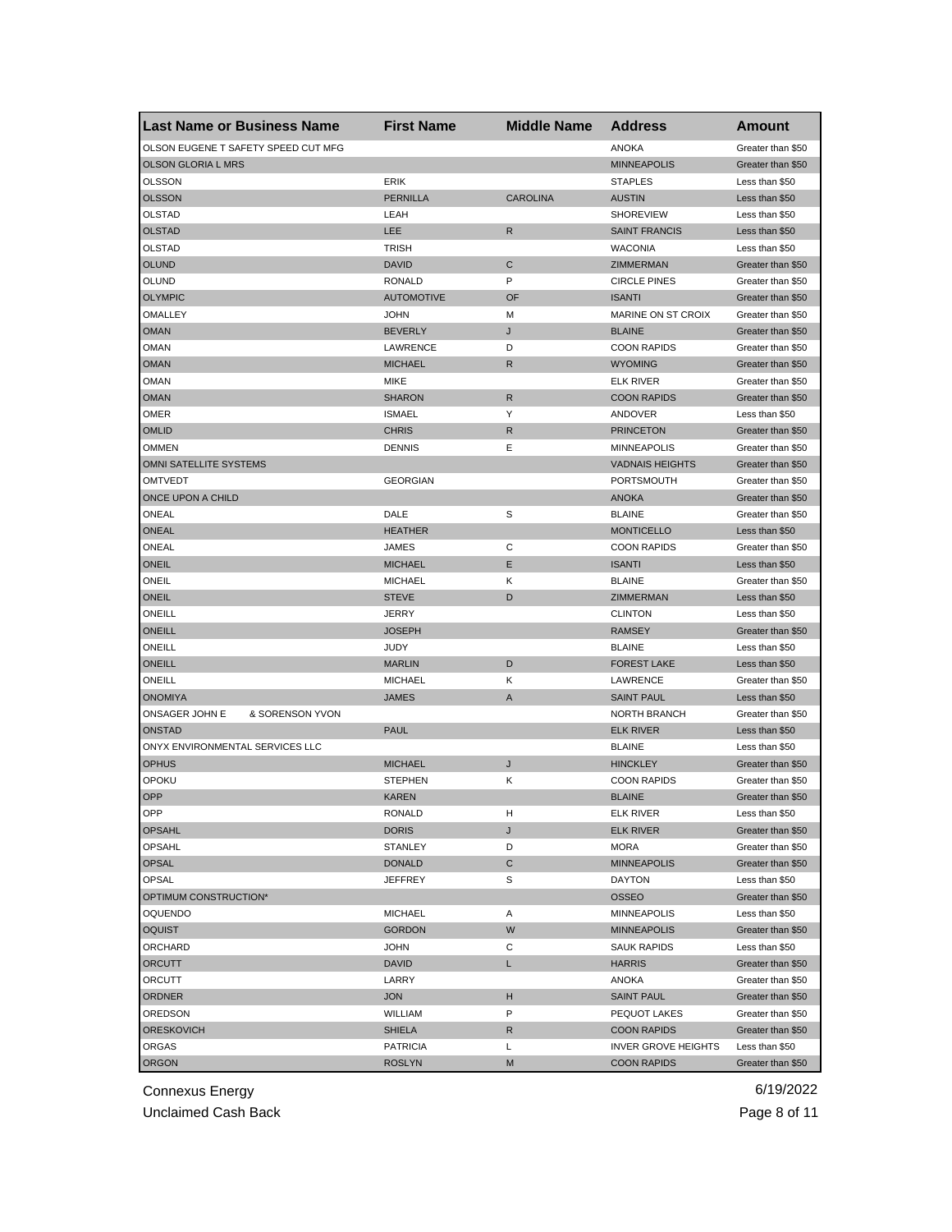| Last Name or Business Name | First Name | Middle Name | Address | Amount |
|---|---|---|---|---|
| OLSON EUGENE T SAFETY SPEED CUT MFG | | | ANOKA | Greater than $50 |
| OLSON GLORIA L MRS | | | MINNEAPOLIS | Greater than $50 |
| OLSSON | ERIK | | STAPLES | Less than $50 |
| OLSSON | PERNILLA | CAROLINA | AUSTIN | Less than $50 |
| OLSTAD | LEAH | | SHOREVIEW | Less than $50 |
| OLSTAD | LEE | R | SAINT FRANCIS | Less than $50 |
| OLSTAD | TRISH | | WACONIA | Less than $50 |
| OLUND | DAVID | C | ZIMMERMAN | Greater than $50 |
| OLUND | RONALD | P | CIRCLE PINES | Greater than $50 |
| OLYMPIC | AUTOMOTIVE | OF | ISANTI | Greater than $50 |
| OMALLEY | JOHN | M | MARINE ON ST CROIX | Greater than $50 |
| OMAN | BEVERLY | J | BLAINE | Greater than $50 |
| OMAN | LAWRENCE | D | COON RAPIDS | Greater than $50 |
| OMAN | MICHAEL | R | WYOMING | Greater than $50 |
| OMAN | MIKE | | ELK RIVER | Greater than $50 |
| OMAN | SHARON | R | COON RAPIDS | Greater than $50 |
| OMER | ISMAEL | Y | ANDOVER | Less than $50 |
| OMLID | CHRIS | R | PRINCETON | Greater than $50 |
| OMMEN | DENNIS | E | MINNEAPOLIS | Greater than $50 |
| OMNI SATELLITE SYSTEMS | | | VADNAIS HEIGHTS | Greater than $50 |
| OMTVEDT | GEORGIAN | | PORTSMOUTH | Greater than $50 |
| ONCE UPON A CHILD | | | ANOKA | Greater than $50 |
| ONEAL | DALE | S | BLAINE | Greater than $50 |
| ONEAL | HEATHER | | MONTICELLO | Less than $50 |
| ONEAL | JAMES | C | COON RAPIDS | Greater than $50 |
| ONEIL | MICHAEL | E | ISANTI | Less than $50 |
| ONEIL | MICHAEL | K | BLAINE | Greater than $50 |
| ONEIL | STEVE | D | ZIMMERMAN | Less than $50 |
| ONEILL | JERRY | | CLINTON | Less than $50 |
| ONEILL | JOSEPH | | RAMSEY | Greater than $50 |
| ONEILL | JUDY | | BLAINE | Less than $50 |
| ONEILL | MARLIN | D | FOREST LAKE | Less than $50 |
| ONEILL | MICHAEL | K | LAWRENCE | Greater than $50 |
| ONOMIYA | JAMES | A | SAINT PAUL | Less than $50 |
| ONSAGER JOHN E & SORENSON YVON | | | NORTH BRANCH | Greater than $50 |
| ONSTAD | PAUL | | ELK RIVER | Less than $50 |
| ONYX ENVIRONMENTAL SERVICES LLC | | | BLAINE | Less than $50 |
| OPHUS | MICHAEL | J | HINCKLEY | Greater than $50 |
| OPOKU | STEPHEN | K | COON RAPIDS | Greater than $50 |
| OPP | KAREN | | BLAINE | Greater than $50 |
| OPP | RONALD | H | ELK RIVER | Less than $50 |
| OPSAHL | DORIS | J | ELK RIVER | Greater than $50 |
| OPSAHL | STANLEY | D | MORA | Greater than $50 |
| OPSAL | DONALD | C | MINNEAPOLIS | Greater than $50 |
| OPSAL | JEFFREY | S | DAYTON | Less than $50 |
| OPTIMUM CONSTRUCTION* | | | OSSEO | Greater than $50 |
| OQUENDO | MICHAEL | A | MINNEAPOLIS | Less than $50 |
| OQUIST | GORDON | W | MINNEAPOLIS | Greater than $50 |
| ORCHARD | JOHN | C | SAUK RAPIDS | Less than $50 |
| ORCUTT | DAVID | L | HARRIS | Greater than $50 |
| ORCUTT | LARRY | | ANOKA | Greater than $50 |
| ORDNER | JON | H | SAINT PAUL | Greater than $50 |
| OREDSON | WILLIAM | P | PEQUOT LAKES | Greater than $50 |
| ORESKOVICH | SHIELA | R | COON RAPIDS | Greater than $50 |
| ORGAS | PATRICIA | L | INVER GROVE HEIGHTS | Less than $50 |
| ORGON | ROSLYN | M | COON RAPIDS | Greater than $50 |

Connexus Energy 6/19/2022

Unclaimed Cash Back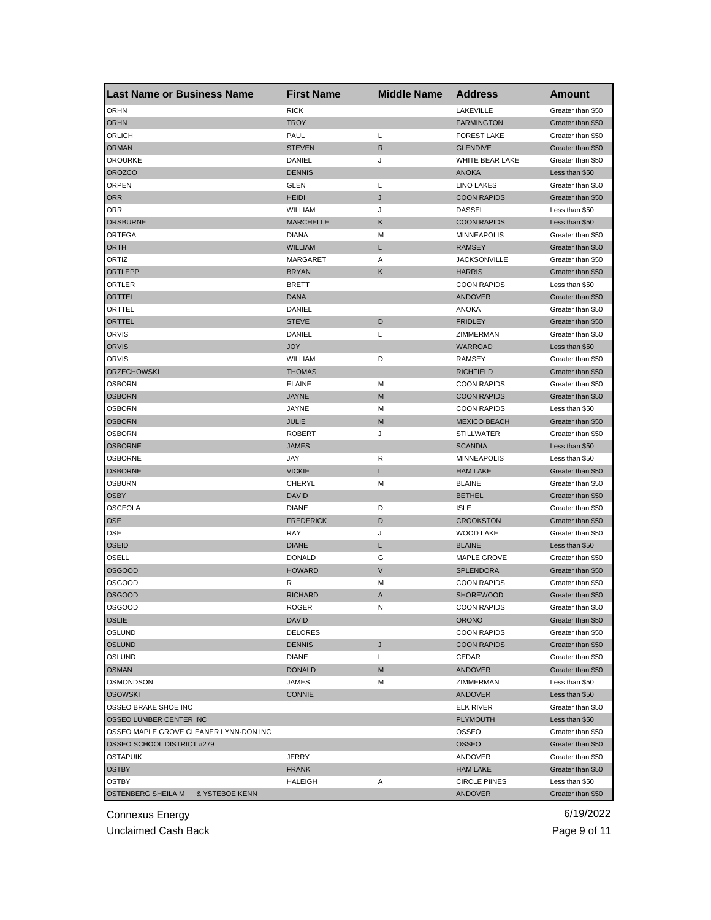| Last Name or Business Name | First Name | Middle Name | Address | Amount |
|---|---|---|---|---|
| ORHN | RICK | | LAKEVILLE | Greater than $50 |
| ORHN | TROY | | FARMINGTON | Greater than $50 |
| ORLICH | PAUL | L | FOREST LAKE | Greater than $50 |
| ORMAN | STEVEN | R | GLENDIVE | Greater than $50 |
| OROURKE | DANIEL | J | WHITE BEAR LAKE | Greater than $50 |
| OROZCO | DENNIS | | ANOKA | Less than $50 |
| ORPEN | GLEN | L | LINO LAKES | Greater than $50 |
| ORR | HEIDI | J | COON RAPIDS | Greater than $50 |
| ORR | WILLIAM | J | DASSEL | Less than $50 |
| ORSBURNE | MARCHELLE | K | COON RAPIDS | Less than $50 |
| ORTEGA | DIANA | M | MINNEAPOLIS | Greater than $50 |
| ORTH | WILLIAM | L | RAMSEY | Greater than $50 |
| ORTIZ | MARGARET | A | JACKSONVILLE | Greater than $50 |
| ORTLEPP | BRYAN | K | HARRIS | Greater than $50 |
| ORTLER | BRETT | | COON RAPIDS | Less than $50 |
| ORTTEL | DANA | | ANDOVER | Greater than $50 |
| ORTTEL | DANIEL | | ANOKA | Greater than $50 |
| ORTTEL | STEVE | D | FRIDLEY | Greater than $50 |
| ORVIS | DANIEL | L | ZIMMERMAN | Greater than $50 |
| ORVIS | JOY | | WARROAD | Less than $50 |
| ORVIS | WILLIAM | D | RAMSEY | Greater than $50 |
| ORZECHOWSKI | THOMAS | | RICHFIELD | Greater than $50 |
| OSBORN | ELAINE | M | COON RAPIDS | Greater than $50 |
| OSBORN | JAYNE | M | COON RAPIDS | Greater than $50 |
| OSBORN | JAYNE | M | COON RAPIDS | Less than $50 |
| OSBORN | JULIE | M | MEXICO BEACH | Greater than $50 |
| OSBORN | ROBERT | J | STILLWATER | Greater than $50 |
| OSBORNE | JAMES | | SCANDIA | Less than $50 |
| OSBORNE | JAY | R | MINNEAPOLIS | Less than $50 |
| OSBORNE | VICKIE | L | HAM LAKE | Greater than $50 |
| OSBURN | CHERYL | M | BLAINE | Greater than $50 |
| OSBY | DAVID | | BETHEL | Greater than $50 |
| OSCEOLA | DIANE | D | ISLE | Greater than $50 |
| OSE | FREDERICK | D | CROOKSTON | Greater than $50 |
| OSE | RAY | J | WOOD LAKE | Greater than $50 |
| OSEID | DIANE | L | BLAINE | Less than $50 |
| OSELL | DONALD | G | MAPLE GROVE | Greater than $50 |
| OSGOOD | HOWARD | V | SPLENDORA | Greater than $50 |
| OSGOOD | R | M | COON RAPIDS | Greater than $50 |
| OSGOOD | RICHARD | A | SHOREWOOD | Greater than $50 |
| OSGOOD | ROGER | N | COON RAPIDS | Greater than $50 |
| OSLIE | DAVID | | ORONO | Greater than $50 |
| OSLUND | DELORES | | COON RAPIDS | Greater than $50 |
| OSLUND | DENNIS | J | COON RAPIDS | Greater than $50 |
| OSLUND | DIANE | L | CEDAR | Greater than $50 |
| OSMAN | DONALD | M | ANDOVER | Greater than $50 |
| OSMONDSON | JAMES | M | ZIMMERMAN | Less than $50 |
| OSOWSKI | CONNIE | | ANDOVER | Less than $50 |
| OSSEO BRAKE SHOE INC | | | ELK RIVER | Greater than $50 |
| OSSEO LUMBER CENTER INC | | | PLYMOUTH | Less than $50 |
| OSSEO MAPLE GROVE CLEANER LYNN-DON INC | | | OSSEO | Greater than $50 |
| OSSEO SCHOOL DISTRICT #279 | | | OSSEO | Greater than $50 |
| OSTAPUIK | JERRY | | ANDOVER | Greater than $50 |
| OSTBY | FRANK | | HAM LAKE | Greater than $50 |
| OSTBY | HALEIGH | A | CIRCLE PIINES | Less than $50 |
| OSTENBERG SHEILA M & YSTEBOE KENN | | | ANDOVER | Greater than $50 |

Connexus Energy
Unclaimed Cash Back
6/19/2022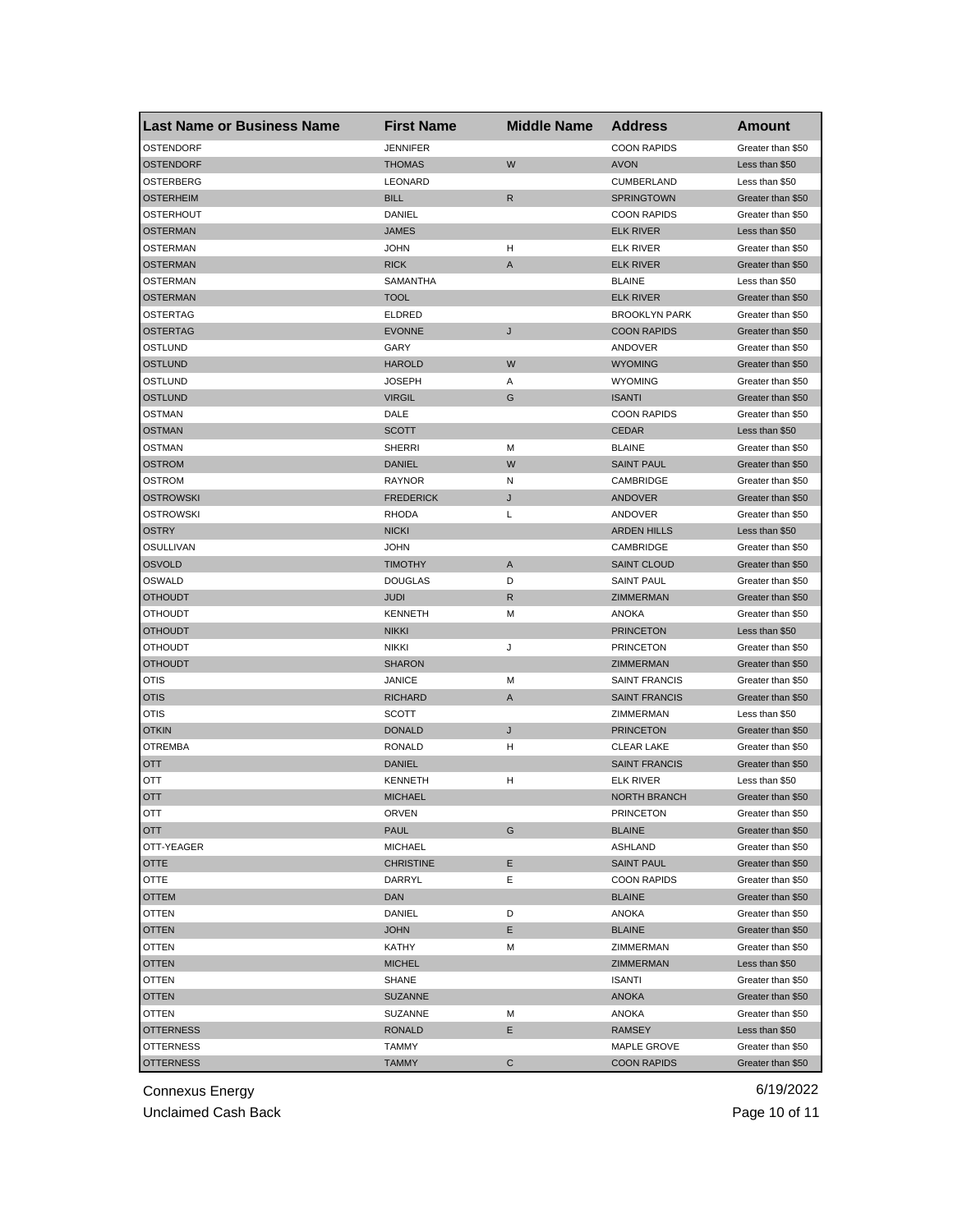| Last Name or Business Name | First Name | Middle Name | Address | Amount |
| --- | --- | --- | --- | --- |
| OSTENDORF | JENNIFER | | COON RAPIDS | Greater than $50 |
| OSTENDORF | THOMAS | W | AVON | Less than $50 |
| OSTERBERG | LEONARD | | CUMBERLAND | Less than $50 |
| OSTERHEIM | BILL | R | SPRINGTOWN | Greater than $50 |
| OSTERHOUT | DANIEL | | COON RAPIDS | Greater than $50 |
| OSTERMAN | JAMES | | ELK RIVER | Less than $50 |
| OSTERMAN | JOHN | H | ELK RIVER | Greater than $50 |
| OSTERMAN | RICK | A | ELK RIVER | Greater than $50 |
| OSTERMAN | SAMANTHA | | BLAINE | Less than $50 |
| OSTERMAN | TOOL | | ELK RIVER | Greater than $50 |
| OSTERTAG | ELDRED | | BROOKLYN PARK | Greater than $50 |
| OSTERTAG | EVONNE | J | COON RAPIDS | Greater than $50 |
| OSTLUND | GARY | | ANDOVER | Greater than $50 |
| OSTLUND | HAROLD | W | WYOMING | Greater than $50 |
| OSTLUND | JOSEPH | A | WYOMING | Greater than $50 |
| OSTLUND | VIRGIL | G | ISANTI | Greater than $50 |
| OSTMAN | DALE | | COON RAPIDS | Greater than $50 |
| OSTMAN | SCOTT | | CEDAR | Less than $50 |
| OSTMAN | SHERRI | M | BLAINE | Greater than $50 |
| OSTROM | DANIEL | W | SAINT PAUL | Greater than $50 |
| OSTROM | RAYNOR | N | CAMBRIDGE | Greater than $50 |
| OSTROWSKI | FREDERICK | J | ANDOVER | Greater than $50 |
| OSTROWSKI | RHODA | L | ANDOVER | Greater than $50 |
| OSTRY | NICKI | | ARDEN HILLS | Less than $50 |
| OSULLIVAN | JOHN | | CAMBRIDGE | Greater than $50 |
| OSVOLD | TIMOTHY | A | SAINT CLOUD | Greater than $50 |
| OSWALD | DOUGLAS | D | SAINT PAUL | Greater than $50 |
| OTHOUDT | JUDI | R | ZIMMERMAN | Greater than $50 |
| OTHOUDT | KENNETH | M | ANOKA | Greater than $50 |
| OTHOUDT | NIKKI | | PRINCETON | Less than $50 |
| OTHOUDT | NIKKI | J | PRINCETON | Greater than $50 |
| OTHOUDT | SHARON | | ZIMMERMAN | Greater than $50 |
| OTIS | JANICE | M | SAINT FRANCIS | Greater than $50 |
| OTIS | RICHARD | A | SAINT FRANCIS | Greater than $50 |
| OTIS | SCOTT | | ZIMMERMAN | Less than $50 |
| OTKIN | DONALD | J | PRINCETON | Greater than $50 |
| OTREMBA | RONALD | H | CLEAR LAKE | Greater than $50 |
| OTT | DANIEL | | SAINT FRANCIS | Greater than $50 |
| OTT | KENNETH | H | ELK RIVER | Less than $50 |
| OTT | MICHAEL | | NORTH BRANCH | Greater than $50 |
| OTT | ORVEN | | PRINCETON | Greater than $50 |
| OTT | PAUL | G | BLAINE | Greater than $50 |
| OTT-YEAGER | MICHAEL | | ASHLAND | Greater than $50 |
| OTTE | CHRISTINE | E | SAINT PAUL | Greater than $50 |
| OTTE | DARRYL | E | COON RAPIDS | Greater than $50 |
| OTTEM | DAN | | BLAINE | Greater than $50 |
| OTTEN | DANIEL | D | ANOKA | Greater than $50 |
| OTTEN | JOHN | E | BLAINE | Greater than $50 |
| OTTEN | KATHY | M | ZIMMERMAN | Greater than $50 |
| OTTEN | MICHEL | | ZIMMERMAN | Less than $50 |
| OTTEN | SHANE | | ISANTI | Greater than $50 |
| OTTEN | SUZANNE | | ANOKA | Greater than $50 |
| OTTEN | SUZANNE | M | ANOKA | Greater than $50 |
| OTTERNESS | RONALD | E | RAMSEY | Less than $50 |
| OTTERNESS | TAMMY | | MAPLE GROVE | Greater than $50 |
| OTTERNESS | TAMMY | C | COON RAPIDS | Greater than $50 |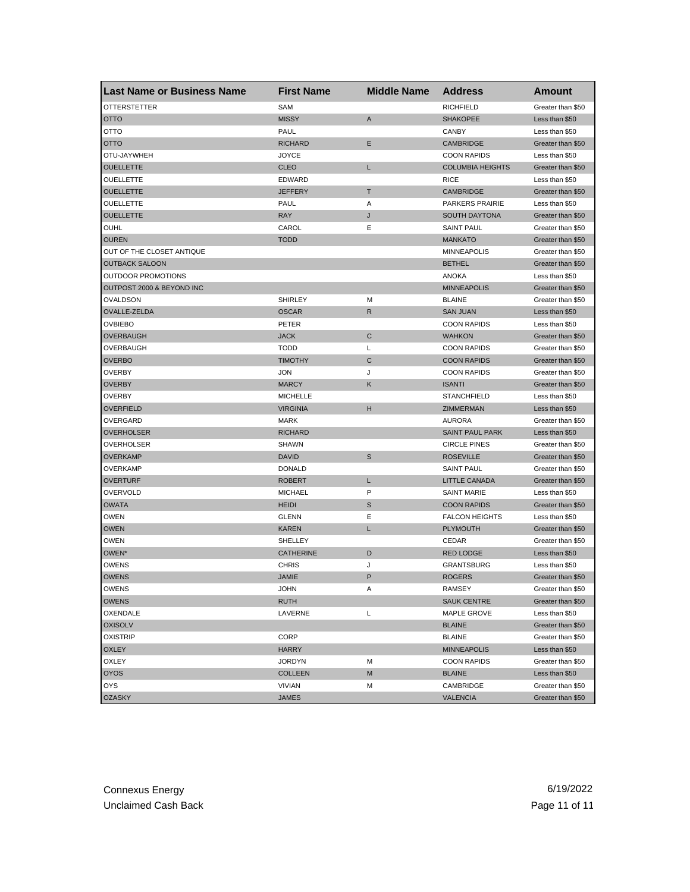| Last Name or Business Name | First Name | Middle Name | Address | Amount |
| --- | --- | --- | --- | --- |
| OTTERSTETTER | SAM | | RICHFIELD | Greater than $50 |
| OTTO | MISSY | A | SHAKOPEE | Less than $50 |
| OTTO | PAUL | | CANBY | Less than $50 |
| OTTO | RICHARD | E | CAMBRIDGE | Greater than $50 |
| OTU-JAYWHEH | JOYCE | | COON RAPIDS | Less than $50 |
| OUELLETTE | CLEO | L | COLUMBIA HEIGHTS | Greater than $50 |
| OUELLETTE | EDWARD | | RICE | Less than $50 |
| OUELLETTE | JEFFERY | T | CAMBRIDGE | Greater than $50 |
| OUELLETTE | PAUL | A | PARKERS PRAIRIE | Less than $50 |
| OUELLETTE | RAY | J | SOUTH DAYTONA | Greater than $50 |
| OUHL | CAROL | E | SAINT PAUL | Greater than $50 |
| OUREN | TODD | | MANKATO | Greater than $50 |
| OUT OF THE CLOSET ANTIQUE | | | MINNEAPOLIS | Greater than $50 |
| OUTBACK SALOON | | | BETHEL | Greater than $50 |
| OUTDOOR PROMOTIONS | | | ANOKA | Less than $50 |
| OUTPOST 2000 & BEYOND INC | | | MINNEAPOLIS | Greater than $50 |
| OVALDSON | SHIRLEY | M | BLAINE | Greater than $50 |
| OVALLE-ZELDA | OSCAR | R | SAN JUAN | Less than $50 |
| OVBIEBO | PETER | | COON RAPIDS | Less than $50 |
| OVERBAUGH | JACK | C | WAHKON | Greater than $50 |
| OVERBAUGH | TODD | L | COON RAPIDS | Greater than $50 |
| OVERBO | TIMOTHY | C | COON RAPIDS | Greater than $50 |
| OVERBY | JON | J | COON RAPIDS | Greater than $50 |
| OVERBY | MARCY | K | ISANTI | Greater than $50 |
| OVERBY | MICHELLE | | STANCHFIELD | Less than $50 |
| OVERFIELD | VIRGINIA | H | ZIMMERMAN | Less than $50 |
| OVERGARD | MARK | | AURORA | Greater than $50 |
| OVERHOLSER | RICHARD | | SAINT PAUL PARK | Less than $50 |
| OVERHOLSER | SHAWN | | CIRCLE PINES | Greater than $50 |
| OVERKAMP | DAVID | S | ROSEVILLE | Greater than $50 |
| OVERKAMP | DONALD | | SAINT PAUL | Greater than $50 |
| OVERTURF | ROBERT | L | LITTLE CANADA | Greater than $50 |
| OVERVOLD | MICHAEL | P | SAINT MARIE | Less than $50 |
| OWATA | HEIDI | S | COON RAPIDS | Greater than $50 |
| OWEN | GLENN | E | FALCON HEIGHTS | Less than $50 |
| OWEN | KAREN | L | PLYMOUTH | Greater than $50 |
| OWEN | SHELLEY | | CEDAR | Greater than $50 |
| OWEN* | CATHERINE | D | RED LODGE | Less than $50 |
| OWENS | CHRIS | J | GRANTSBURG | Less than $50 |
| OWENS | JAMIE | P | ROGERS | Greater than $50 |
| OWENS | JOHN | A | RAMSEY | Greater than $50 |
| OWENS | RUTH | | SAUK CENTRE | Greater than $50 |
| OXENDALE | LAVERNE | L | MAPLE GROVE | Less than $50 |
| OXISOLV | | | BLAINE | Greater than $50 |
| OXISTRIP | CORP | | BLAINE | Greater than $50 |
| OXLEY | HARRY | | MINNEAPOLIS | Less than $50 |
| OXLEY | JORDYN | M | COON RAPIDS | Greater than $50 |
| OYOS | COLLEEN | M | BLAINE | Less than $50 |
| OYS | VIVIAN | M | CAMBRIDGE | Greater than $50 |
| OZASKY | JAMES | | VALENCIA | Greater than $50 |